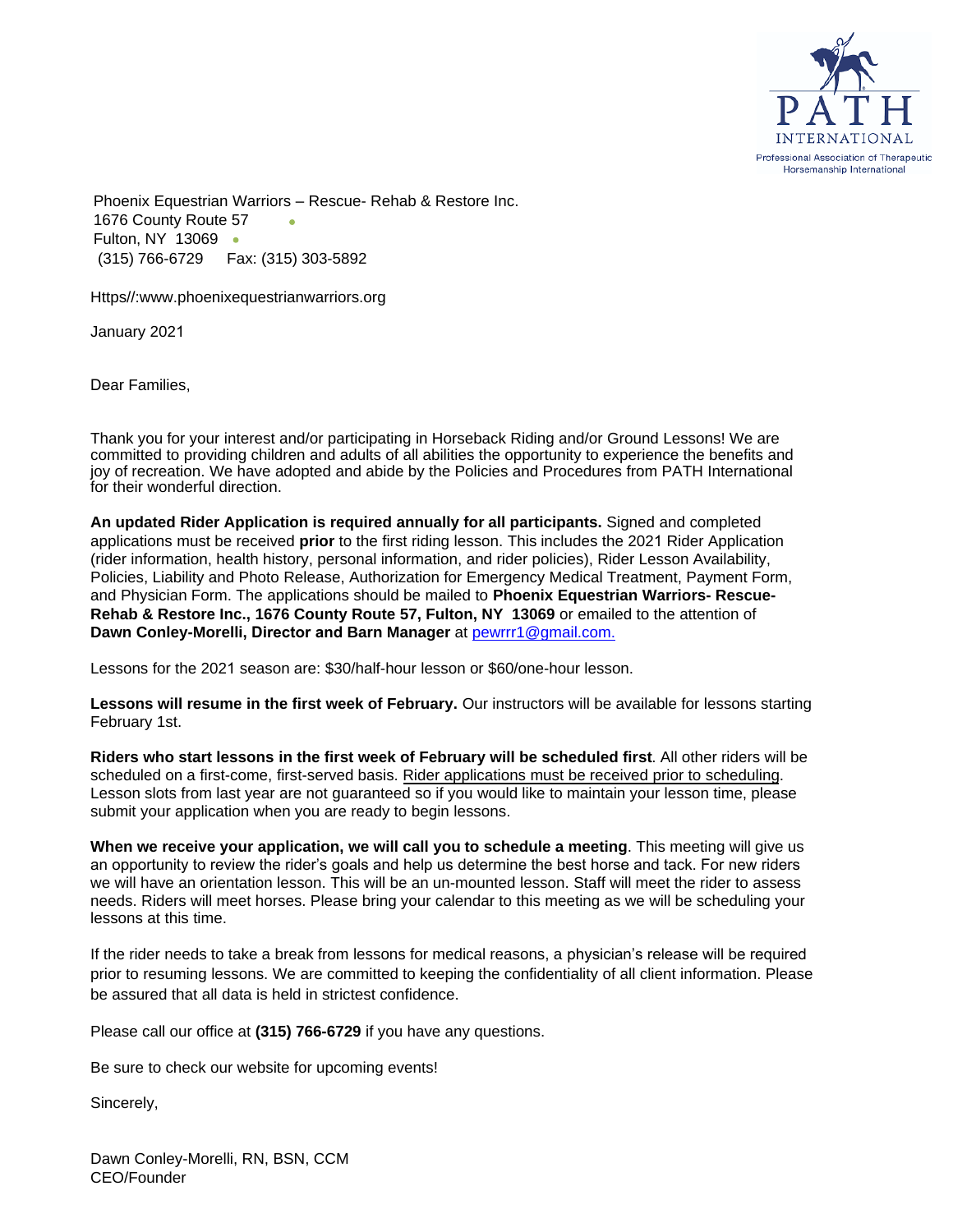PATH INTERNATIONAL
Professional Association of Therapeutic Horsemanship International

Phoenix Equestrian Warriors – Rescue- Rehab & Restore Inc.
1676 County Route 57
Fulton, NY 13069
(315) 766-6729 Fax: (315) 303-5892

Https//:www.phoenixequestrianwarriors.org

January 2021

Dear Families,

Thank you for your interest and/or participating in Horseback Riding and/or Ground Lessons! We are committed to providing children and adults of all abilities the opportunity to experience the benefits and joy of recreation. We have adopted and abide by the Policies and Procedures from PATH International for their wonderful direction.

**An updated Rider Application is required annually for all participants.** Signed and completed applications must be received **prior** to the first riding lesson. This includes the 2021 Rider Application (rider information, health history, personal information, and rider policies), Rider Lesson Availability, Policies, Liability and Photo Release, Authorization for Emergency Medical Treatment, Payment Form, and Physician Form. The applications should be mailed to **Phoenix Equestrian Warriors- Rescue-Rehab & Restore Inc., 1676 County Route 57, Fulton, NY 13069** or emailed to the attention of **Dawn Conley-Morelli, Director and Barn Manager** at pewrrr1@gmail.com.

Lessons for the 2021 season are: $30/half-hour lesson or $60/one-hour lesson.

**Lessons will resume in the first week of February.** Our instructors will be available for lessons starting February 1st.

**Riders who start lessons in the first week of February will be scheduled first**. All other riders will be scheduled on a first-come, first-served basis. Rider applications must be received prior to scheduling. Lesson slots from last year are not guaranteed so if you would like to maintain your lesson time, please submit your application when you are ready to begin lessons.

**When we receive your application, we will call you to schedule a meeting**. This meeting will give us an opportunity to review the rider's goals and help us determine the best horse and tack. For new riders we will have an orientation lesson. This will be an un-mounted lesson. Staff will meet the rider to assess needs. Riders will meet horses. Please bring your calendar to this meeting as we will be scheduling your lessons at this time.

If the rider needs to take a break from lessons for medical reasons, a physician's release will be required prior to resuming lessons. We are committed to keeping the confidentiality of all client information. Please be assured that all data is held in strictest confidence.

Please call our office at **(315) 766-6729** if you have any questions.

Be sure to check our website for upcoming events!

Sincerely,

Dawn Conley-Morelli, RN, BSN, CCM
CEO/Founder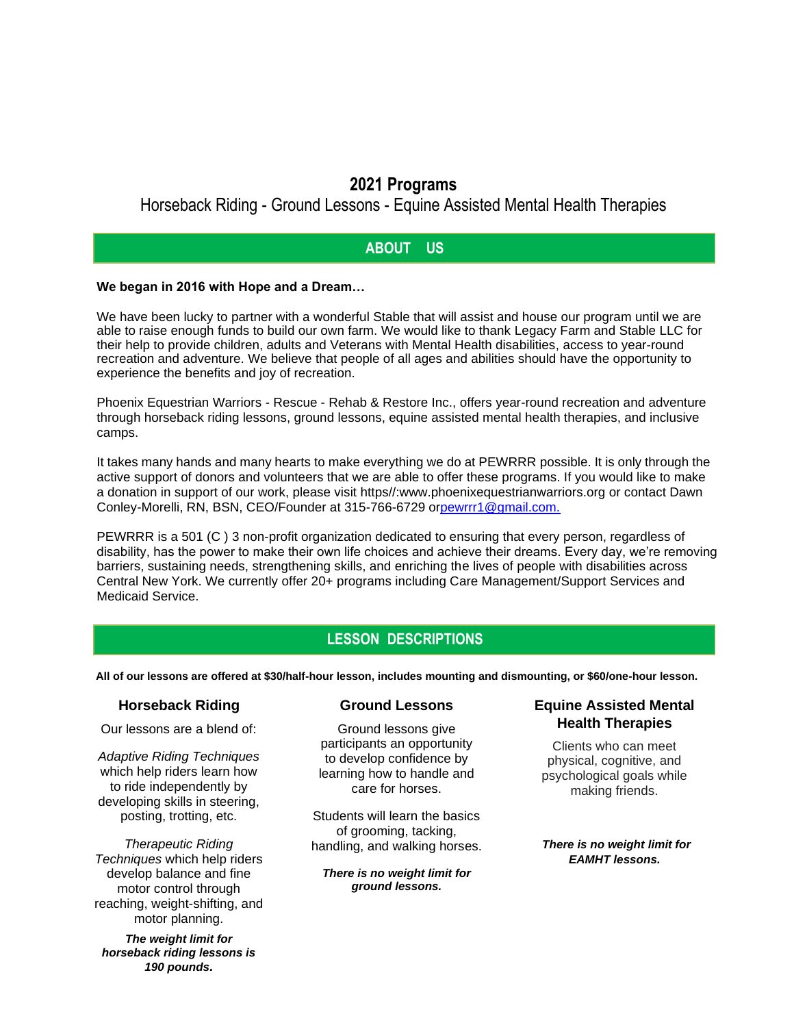# 2021 Programs

Horseback Riding - Ground Lessons - Equine Assisted Mental Health Therapies

## ABOUT US

**We began in 2016 with Hope and a Dream…**

We have been lucky to partner with a wonderful Stable that will assist and house our program until we are able to raise enough funds to build our own farm. We would like to thank Legacy Farm and Stable LLC for their help to provide children, adults and Veterans with Mental Health disabilities, access to year-round recreation and adventure. We believe that people of all ages and abilities should have the opportunity to experience the benefits and joy of recreation.

Phoenix Equestrian Warriors - Rescue - Rehab & Restore Inc., offers year-round recreation and adventure through horseback riding lessons, ground lessons, equine assisted mental health therapies, and inclusive camps.

It takes many hands and many hearts to make everything we do at PEWRRR possible. It is only through the active support of donors and volunteers that we are able to offer these programs. If you would like to make a donation in support of our work, please visit https//:www.phoenixequestrianwarriors.org or contact Dawn Conley-Morelli, RN, BSN, CEO/Founder at 315-766-6729 orpewrrr1@gmail.com.

PEWRRR is a 501 (C ) 3 non-profit organization dedicated to ensuring that every person, regardless of disability, has the power to make their own life choices and achieve their dreams. Every day, we're removing barriers, sustaining needs, strengthening skills, and enriching the lives of people with disabilities across Central New York. We currently offer 20+ programs including Care Management/Support Services and Medicaid Service.

## LESSON DESCRIPTIONS

**All of our lessons are offered at $30/half-hour lesson, includes mounting and dismounting, or $60/one-hour lesson.**

### Horseback Riding

Our lessons are a blend of:

*Adaptive Riding Techniques* which help riders learn how to ride independently by developing skills in steering, posting, trotting, etc.

*Therapeutic Riding Techniques* which help riders develop balance and fine motor control through reaching, weight-shifting, and motor planning.

***The weight limit for horseback riding lessons is 190 pounds.***

### Ground Lessons

Ground lessons give participants an opportunity to develop confidence by learning how to handle and care for horses.

Students will learn the basics of grooming, tacking, handling, and walking horses.

***There is no weight limit for ground lessons.***

### Equine Assisted Mental Health Therapies

Clients who can meet physical, cognitive, and psychological goals while making friends.

***There is no weight limit for EAMHT lessons.***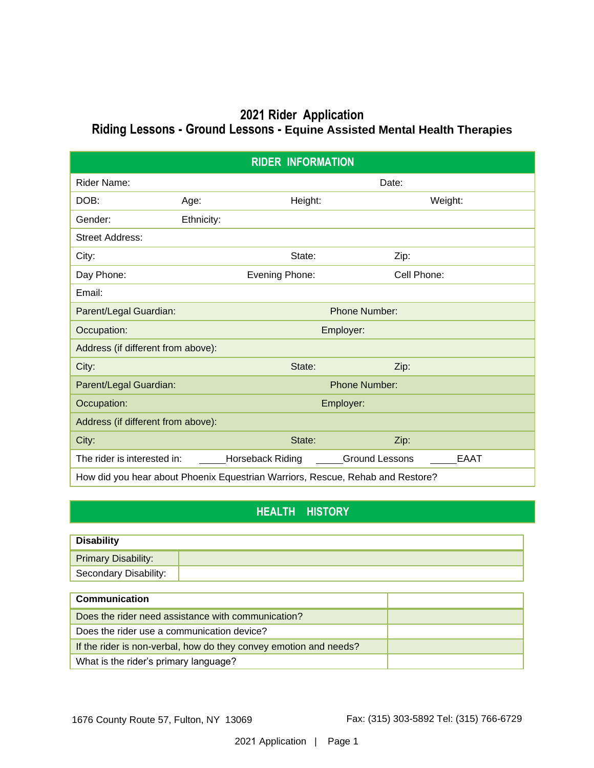# 2021 Rider Application

## Riding Lessons - Ground Lessons - Equine Assisted Mental Health Therapies

| RIDER INFORMATION | | | |
|---|---|---|---|
| Rider Name: | | Date: | |
| DOB: | Age: | Height: | Weight: |
| Gender: | Ethnicity: | | |
| Street Address: | | | |
| City: | | State: | Zip: |
| Day Phone: | Evening Phone: | Cell Phone: | |
| Email: | | | |
| Parent/Legal Guardian: | | Phone Number: | |
| Occupation: | | Employer: | |
| Address (if different from above): | | | |
| City: | | State: | Zip: |
| Parent/Legal Guardian: | | Phone Number: | |
| Occupation: | | Employer: | |
| Address (if different from above): | | | |
| City: | | State: | Zip: |
| The rider is interested in: | _____Horseback Riding | _____Ground Lessons | _____EAAT |
| How did you hear about Phoenix Equestrian Warriors, Rescue, Rehab and Restore? | | | |

## HEALTH HISTORY

| **Disability** | |
|---|---|
| Primary Disability: | |
| Secondary Disability: | |

| **Communication** | |
|---|---|
| Does the rider need assistance with communication? | |
| Does the rider use a communication device? | |
| If the rider is non-verbal, how do they convey emotion and needs? | |
| What is the rider's primary language? | |

1676 County Route 57, Fulton, NY 13069

Fax: (315) 303-5892 Tel: (315) 766-6729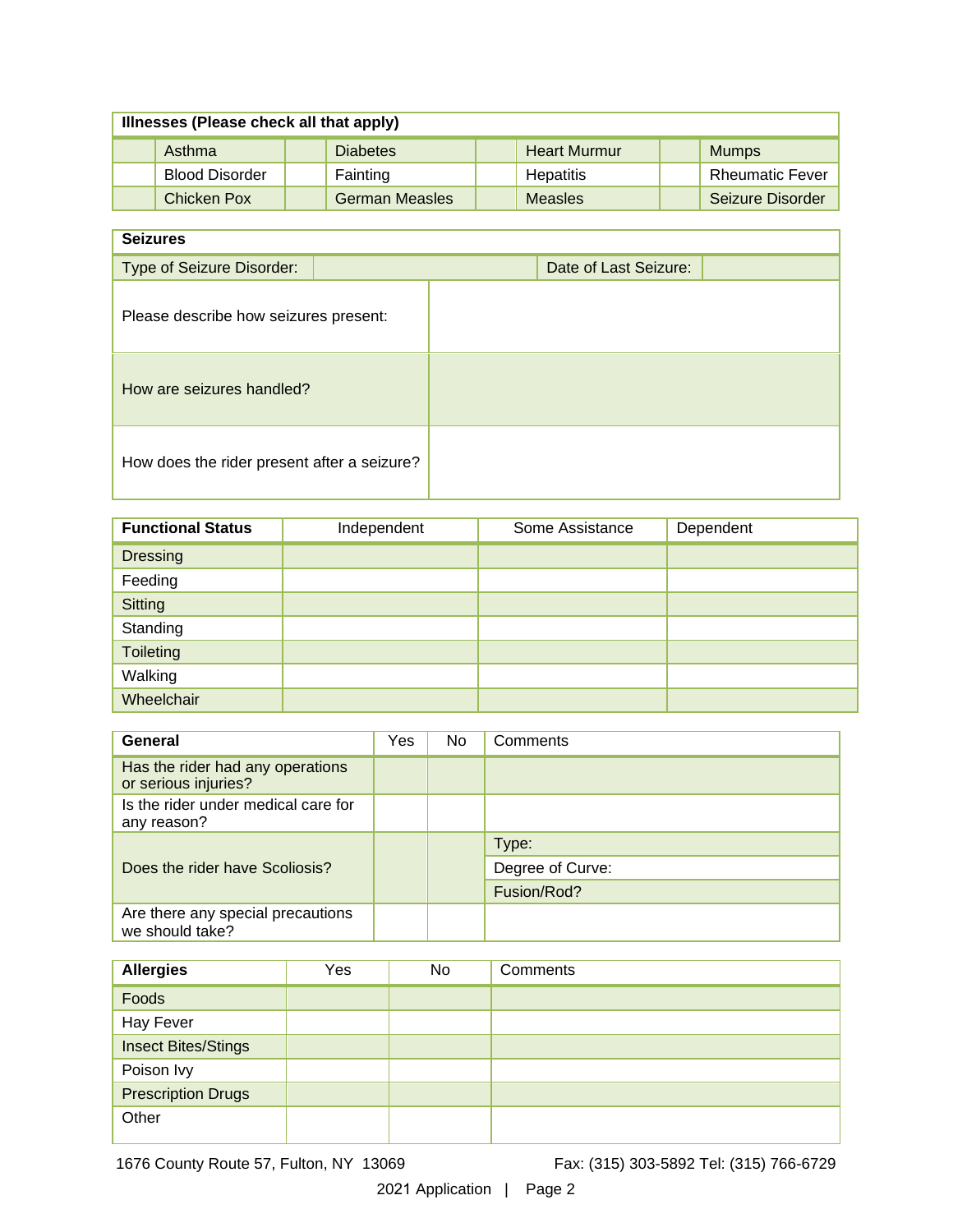| Illnesses (Please check all that apply) | | | | | | | |
|---|---|---|---|---|---|---|---|
| | Asthma | | Diabetes | | Heart Murmur | | Mumps |
| | Blood Disorder | | Fainting | | Hepatitis | | Rheumatic Fever |
| | Chicken Pox | | German Measles | | Measles | | Seizure Disorder |

| Seizures | | | |
|---|---|---|---|
| Type of Seizure Disorder: | | Date of Last Seizure: | |
| Please describe how seizures present: | | | |
| How are seizures handled? | | | |
| How does the rider present after a seizure? | | | |

| Functional Status | Independent | Some Assistance | Dependent |
|---|---|---|---|
| Dressing | | | |
| Feeding | | | |
| Sitting | | | |
| Standing | | | |
| Toileting | | | |
| Walking | | | |
| Wheelchair | | | |

| General | Yes | No | Comments |
|---|---|---|---|
| Has the rider had any operations or serious injuries? | | | |
| Is the rider under medical care for any reason? | | | |
| Does the rider have Scoliosis? | | | Type: |
| | | | Degree of Curve: |
| | | | Fusion/Rod? |
| Are there any special precautions we should take? | | | |

| Allergies | Yes | No | Comments |
|---|---|---|---|
| Foods | | | |
| Hay Fever | | | |
| Insect Bites/Stings | | | |
| Poison Ivy | | | |
| Prescription Drugs | | | |
| Other | | | |

1676 County Route 57, Fulton, NY 13069 Fax: (315) 303-5892 Tel: (315) 766-6729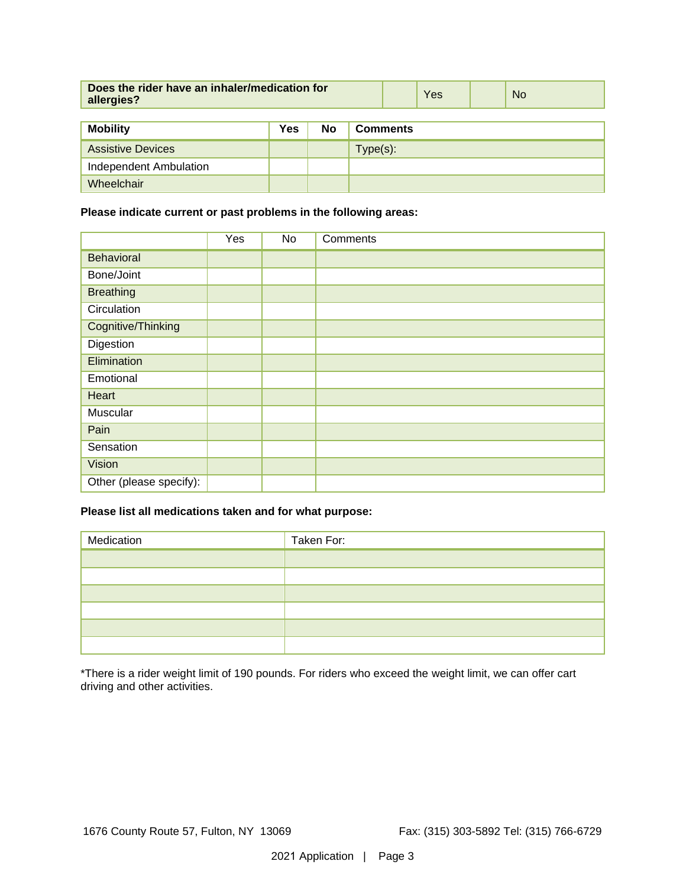| Does the rider have an inhaler/medication for allergies? | | Yes | | No |
|---|---|---|---|---|

| Mobility | Yes | No | Comments |
|---|---|---|---|
| Assistive Devices | | | Type(s): |
| Independent Ambulation | | | |
| Wheelchair | | | |

**Please indicate current or past problems in the following areas:**

| | Yes | No | Comments |
|---|---|---|---|
| Behavioral | | | |
| Bone/Joint | | | |
| Breathing | | | |
| Circulation | | | |
| Cognitive/Thinking | | | |
| Digestion | | | |
| Elimination | | | |
| Emotional | | | |
| Heart | | | |
| Muscular | | | |
| Pain | | | |
| Sensation | | | |
| Vision | | | |
| Other (please specify): | | | |

**Please list all medications taken and for what purpose:**

| Medication | Taken For: |
|---|---|
| | |
| | |
| | |
| | |
| | |
| | |

*There is a rider weight limit of 190 pounds. For riders who exceed the weight limit, we can offer cart driving and other activities.

1676 County Route 57, Fulton, NY 13069 Fax: (315) 303-5892 Tel: (315) 766-6729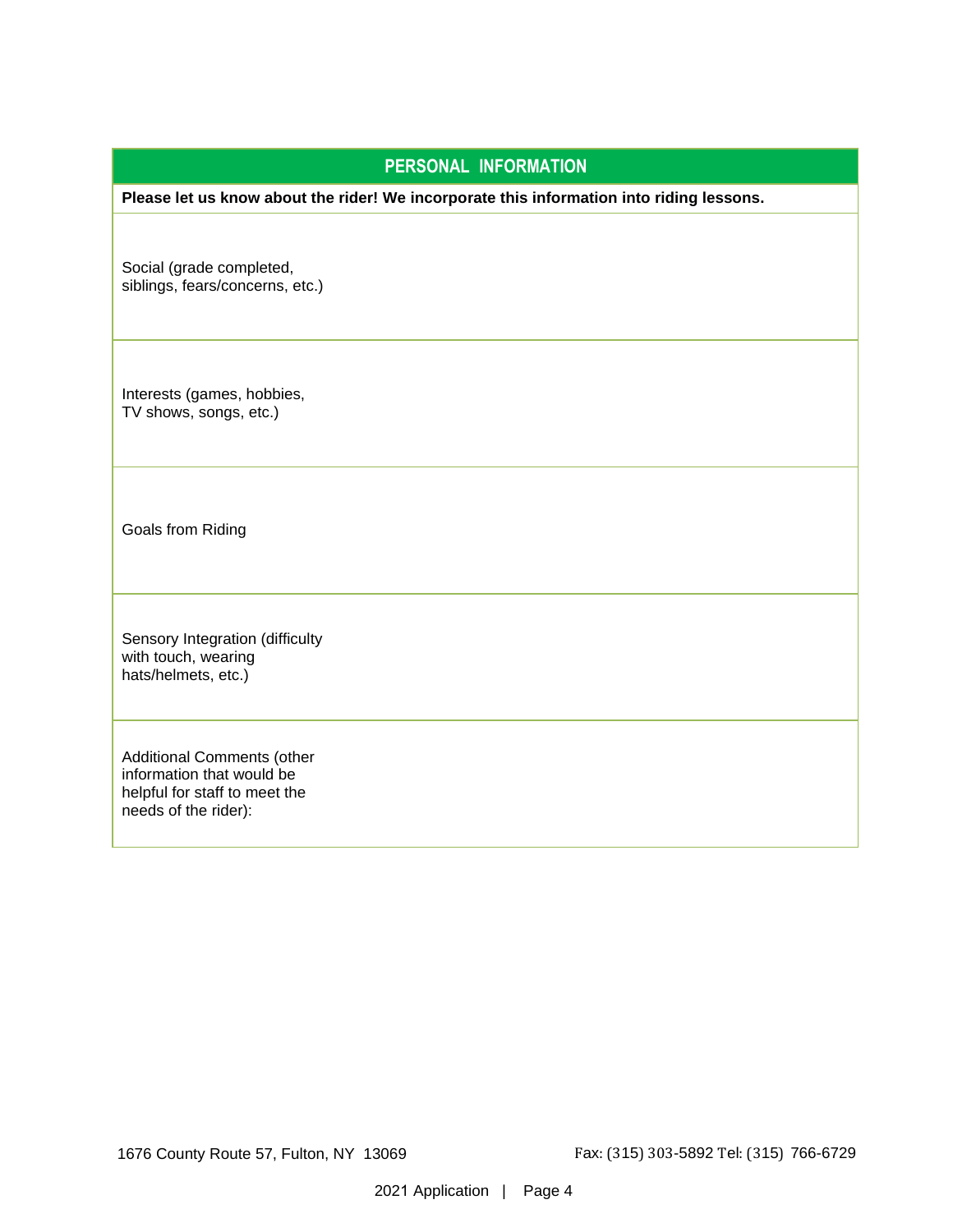| PERSONAL INFORMATION | |
|---|---|
| **Please let us know about the rider! We incorporate this information into riding lessons.** | |
| Social (grade completed, siblings, fears/concerns, etc.) | |
| Interests (games, hobbies, TV shows, songs, etc.) | |
| Goals from Riding | |
| Sensory Integration (difficulty with touch, wearing hats/helmets, etc.) | |
| Additional Comments (other information that would be helpful for staff to meet the needs of the rider): | |

1676 County Route 57, Fulton, NY 13069 Fax: (315) 303-5892 Tel: (315) 766-6729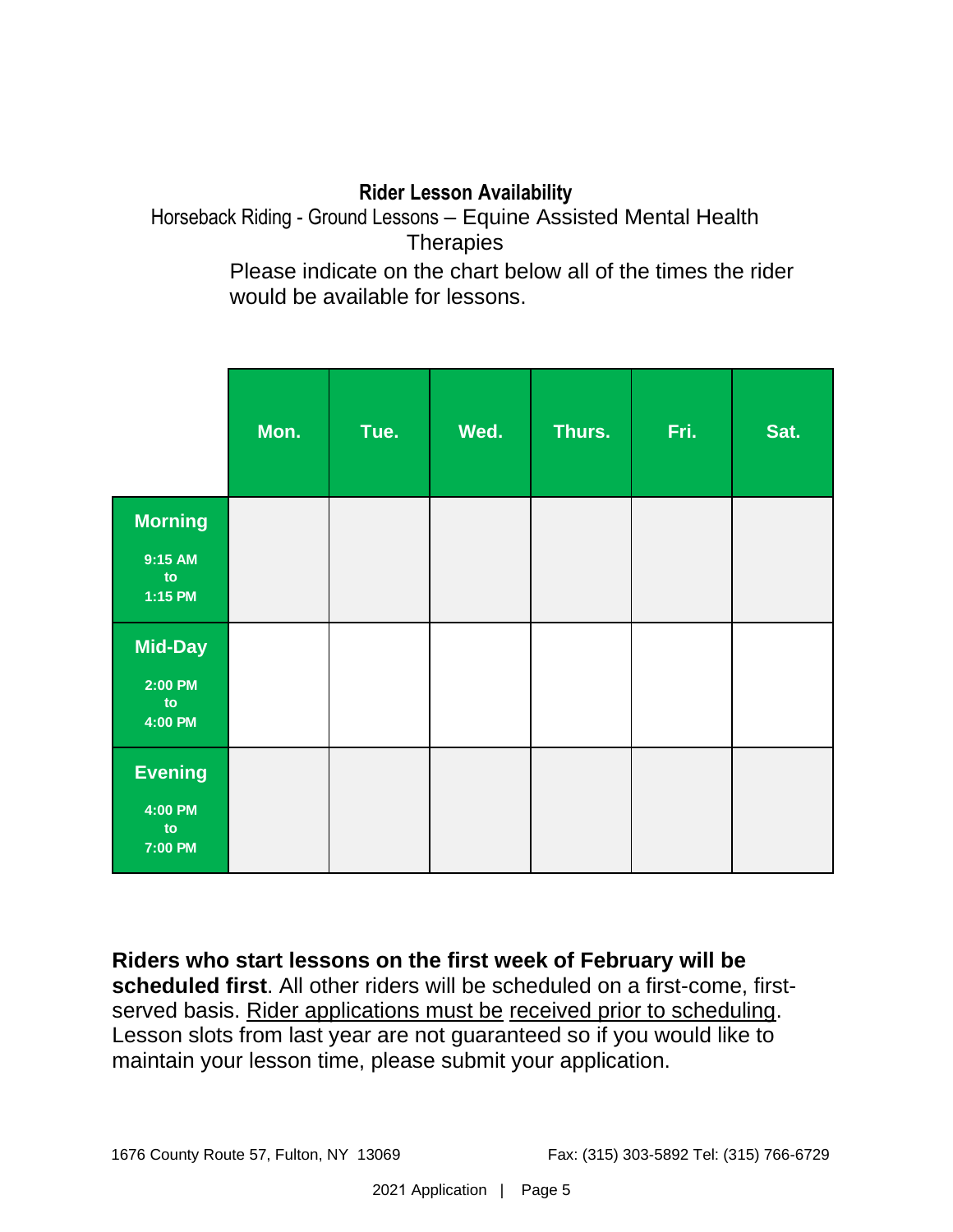## Rider Lesson Availability

Horseback Riding - Ground Lessons – Equine Assisted Mental Health Therapies

Please indicate on the chart below all of the times the rider would be available for lessons.

| | Mon. | Tue. | Wed. | Thurs. | Fri. | Sat. |
|---|---|---|---|---|---|---|
| **Morning** 9:15 AM to 1:15 PM | | | | | | |
| **Mid-Day** 2:00 PM to 4:00 PM | | | | | | |
| **Evening** 4:00 PM to 7:00 PM | | | | | | |

**Riders who start lessons on the first week of February will be scheduled first**. All other riders will be scheduled on a first-come, first-served basis. Rider applications must be received prior to scheduling. Lesson slots from last year are not guaranteed so if you would like to maintain your lesson time, please submit your application.

1676 County Route 57, Fulton, NY 13069 Fax: (315) 303-5892 Tel: (315) 766-6729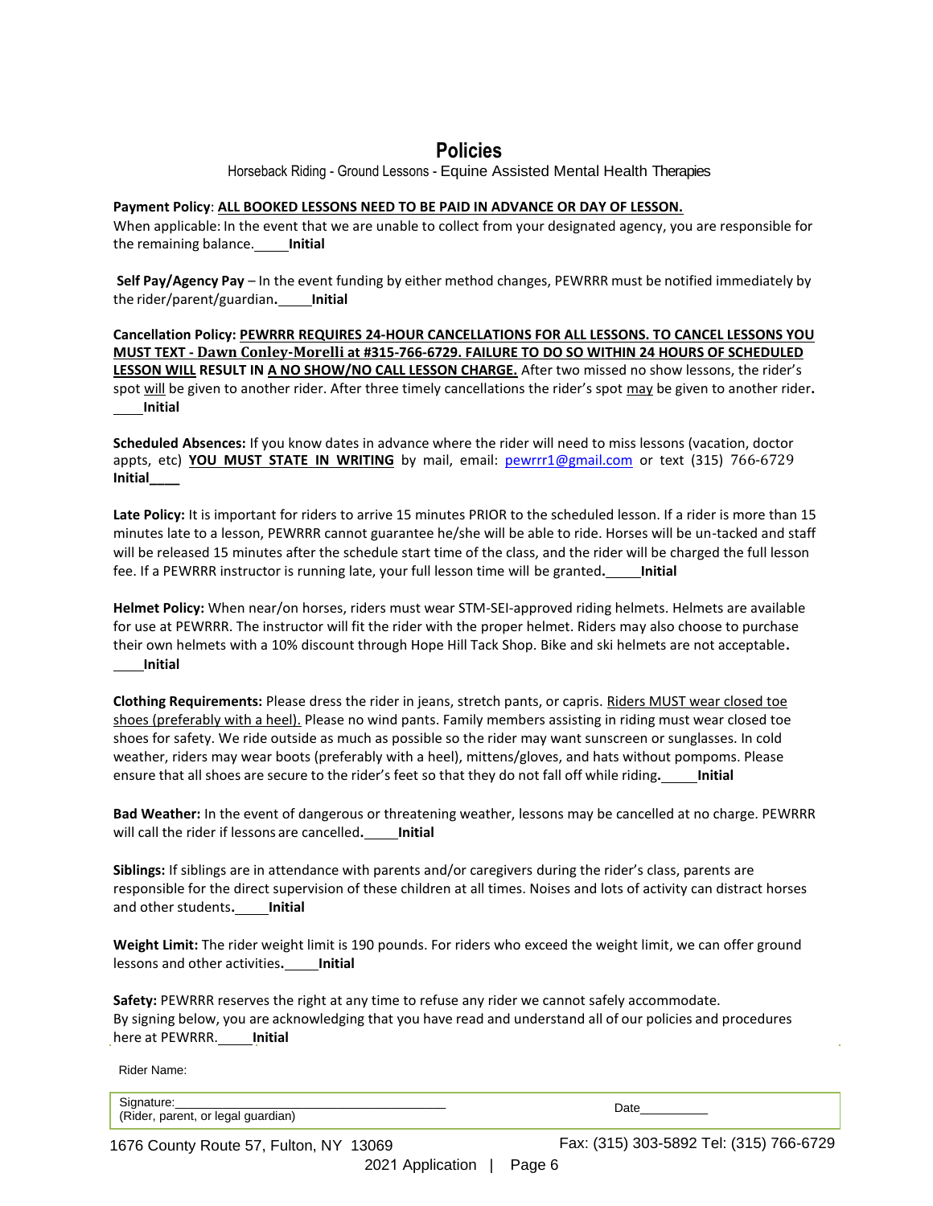# Policies

Horseback Riding - Ground Lessons - Equine Assisted Mental Health Therapies

**Payment Policy**: **ALL BOOKED LESSONS NEED TO BE PAID IN ADVANCE OR DAY OF LESSON.**
When applicable: In the event that we are unable to collect from your designated agency, you are responsible for the remaining balance.\_\_\_\_\_**Initial**

**Self Pay/Agency Pay** – In the event funding by either method changes, PEWRRR must be notified immediately by the rider/parent/guardian.\_\_\_\_\_**Initial**

**Cancellation Policy: PEWRRR REQUIRES 24-HOUR CANCELLATIONS FOR ALL LESSONS. TO CANCEL LESSONS YOU MUST TEXT - Dawn Conley-Morelli at #315-766-6729. FAILURE TO DO SO WITHIN 24 HOURS OF SCHEDULED LESSON WILL RESULT IN A NO SHOW/NO CALL LESSON CHARGE.** After two missed no show lessons, the rider's spot will be given to another rider. After three timely cancellations the rider's spot may be given to another rider.
\_\_\_\_\_**Initial**

**Scheduled Absences:** If you know dates in advance where the rider will need to miss lessons (vacation, doctor appts, etc) **YOU MUST STATE IN WRITING** by mail, email: pewrrr1@gmail.com or text (315) 766-6729
**Initial\_\_\_\_\_**

**Late Policy:** It is important for riders to arrive 15 minutes PRIOR to the scheduled lesson. If a rider is more than 15 minutes late to a lesson, PEWRRR cannot guarantee he/she will be able to ride. Horses will be un-tacked and staff will be released 15 minutes after the schedule start time of the class, and the rider will be charged the full lesson fee. If a PEWRRR instructor is running late, your full lesson time will be granted.\_\_\_\_\_**Initial**

**Helmet Policy:** When near/on horses, riders must wear STM-SEI-approved riding helmets. Helmets are available for use at PEWRRR. The instructor will fit the rider with the proper helmet. Riders may also choose to purchase their own helmets with a 10% discount through Hope Hill Tack Shop. Bike and ski helmets are not acceptable.
\_\_\_\_\_**Initial**

**Clothing Requirements:** Please dress the rider in jeans, stretch pants, or capris. Riders MUST wear closed toe shoes (preferably with a heel). Please no wind pants. Family members assisting in riding must wear closed toe shoes for safety. We ride outside as much as possible so the rider may want sunscreen or sunglasses. In cold weather, riders may wear boots (preferably with a heel), mittens/gloves, and hats without pompoms. Please ensure that all shoes are secure to the rider's feet so that they do not fall off while riding.\_\_\_\_\_**Initial**

**Bad Weather:** In the event of dangerous or threatening weather, lessons may be cancelled at no charge. PEWRRR will call the rider if lessons are cancelled.\_\_\_\_\_**Initial**

**Siblings:** If siblings are in attendance with parents and/or caregivers during the rider's class, parents are responsible for the direct supervision of these children at all times. Noises and lots of activity can distract horses and other students.\_\_\_\_\_**Initial**

**Weight Limit:** The rider weight limit is 190 pounds. For riders who exceed the weight limit, we can offer ground lessons and other activities.\_\_\_\_\_**Initial**

**Safety:** PEWRRR reserves the right at any time to refuse any rider we cannot safely accommodate.
By signing below, you are acknowledging that you have read and understand all of our policies and procedures here at PEWRRR.\_\_\_\_\_**Initial**

Rider Name:

Signature:\_\_\_\_\_\_\_\_\_\_\_\_\_\_\_\_\_\_\_\_\_\_\_\_\_\_\_\_\_\_\_\_\_\_\_\_\_\_\_\_ Date\_\_\_\_\_\_\_\_\_\_
(Rider, parent, or legal guardian)

1676 County Route 57, Fulton, NY 13069 Fax: (315) 303-5892 Tel: (315) 766-6729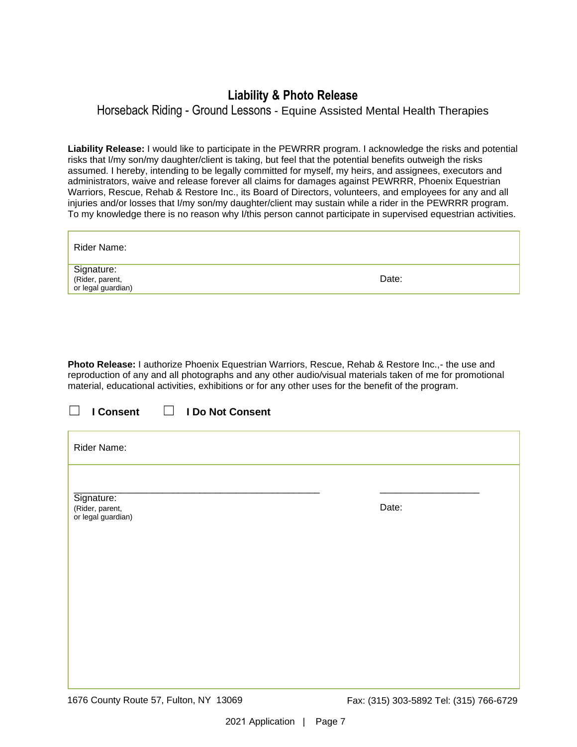## Liability & Photo Release

Horseback Riding - Ground Lessons - Equine Assisted Mental Health Therapies

**Liability Release:** I would like to participate in the PEWRRR program. I acknowledge the risks and potential risks that I/my son/my daughter/client is taking, but feel that the potential benefits outweigh the risks assumed. I hereby, intending to be legally committed for myself, my heirs, and assignees, executors and administrators, waive and release forever all claims for damages against PEWRRR, Phoenix Equestrian Warriors, Rescue, Rehab & Restore Inc., its Board of Directors, volunteers, and employees for any and all injuries and/or losses that I/my son/my daughter/client may sustain while a rider in the PEWRRR program. To my knowledge there is no reason why I/this person cannot participate in supervised equestrian activities.

| | |
|---|---|
| Rider Name: | |
| Signature: (Rider, parent, or legal guardian) | Date: |

**Photo Release:** I authorize Phoenix Equestrian Warriors, Rescue, Rehab & Restore Inc.,- the use and reproduction of any and all photographs and any other audio/visual materials taken of me for promotional material, educational activities, exhibitions or for any other uses for the benefit of the program.

☐ **I Consent** ☐ **I Do Not Consent**

| | |
|---|---|
| Rider Name: | |
| _______________________________________________ Signature: (Rider, parent, or legal guardian) | ___________________ Date: |

1676 County Route 57, Fulton, NY 13069 Fax: (315) 303-5892 Tel: (315) 766-6729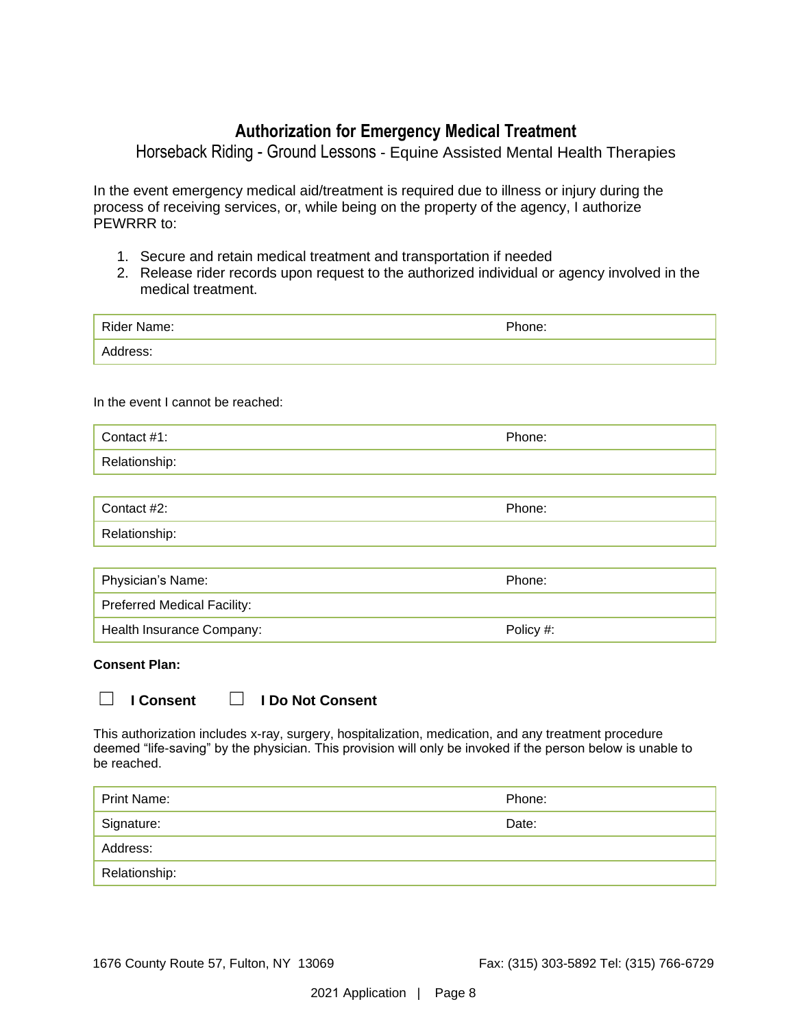# Authorization for Emergency Medical Treatment

Horseback Riding - Ground Lessons - Equine Assisted Mental Health Therapies

In the event emergency medical aid/treatment is required due to illness or injury during the process of receiving services, or, while being on the property of the agency, I authorize PEWRRR to:

1. Secure and retain medical treatment and transportation if needed
2. Release rider records upon request to the authorized individual or agency involved in the medical treatment.

| | |
|---|---|
| Rider Name: | Phone: |
| Address: | |

In the event I cannot be reached:

| | |
|---|---|
| Contact #1: | Phone: |
| Relationship: | |

| | |
|---|---|
| Contact #2: | Phone: |
| Relationship: | |

| | |
|---|---|
| Physician's Name: | Phone: |
| Preferred Medical Facility: | |
| Health Insurance Company: | Policy #: |

**Consent Plan:**

☐ **I Consent** ☐ **I Do Not Consent**

This authorization includes x-ray, surgery, hospitalization, medication, and any treatment procedure deemed "life-saving" by the physician. This provision will only be invoked if the person below is unable to be reached.

| | |
|---|---|
| Print Name: | Phone: |
| Signature: | Date: |
| Address: | |
| Relationship: | |

1676 County Route 57, Fulton, NY 13069 Fax: (315) 303-5892 Tel: (315) 766-6729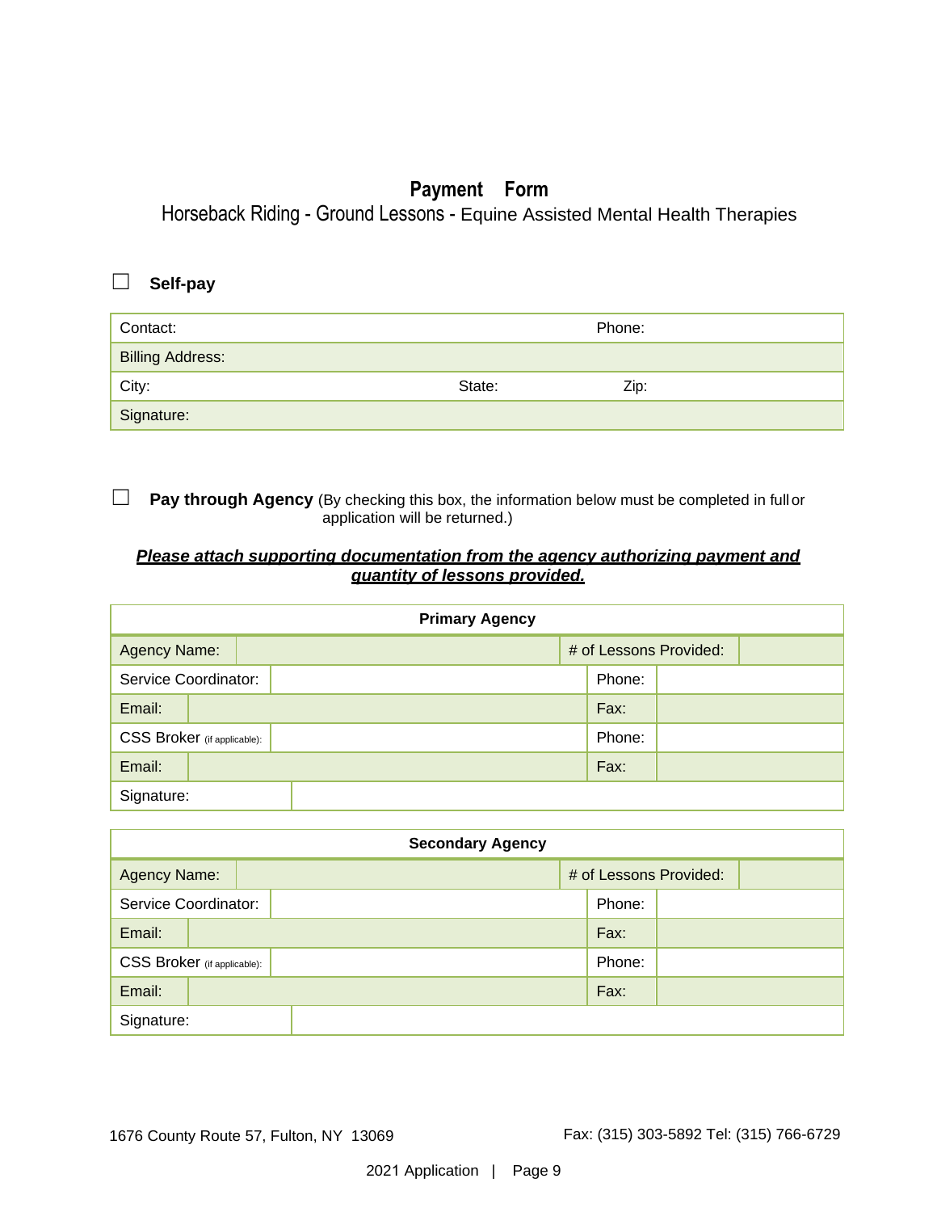# Payment Form

Horseback Riding - Ground Lessons - Equine Assisted Mental Health Therapies

☐ **Self-pay**

| | | |
|---|---|---|
| Contact: | | Phone: |
| Billing Address: | | |
| City: | State: | Zip: |
| Signature: | | |

☐ **Pay through Agency** (By checking this box, the information below must be completed in full or application will be returned.)

***Please attach supporting documentation from the agency authorizing payment and quantity of lessons provided.***

| **Primary Agency** | | | |
|---|---|---|---|
| Agency Name: | | # of Lessons Provided: | |
| Service Coordinator: | | Phone: | |
| Email: | | Fax: | |
| CSS Broker (if applicable): | | Phone: | |
| Email: | | Fax: | |
| Signature: | | | |

| **Secondary Agency** | | | |
|---|---|---|---|
| Agency Name: | | # of Lessons Provided: | |
| Service Coordinator: | | Phone: | |
| Email: | | Fax: | |
| CSS Broker (if applicable): | | Phone: | |
| Email: | | Fax: | |
| Signature: | | | |

1676 County Route 57, Fulton, NY 13069

Fax: (315) 303-5892 Tel: (315) 766-6729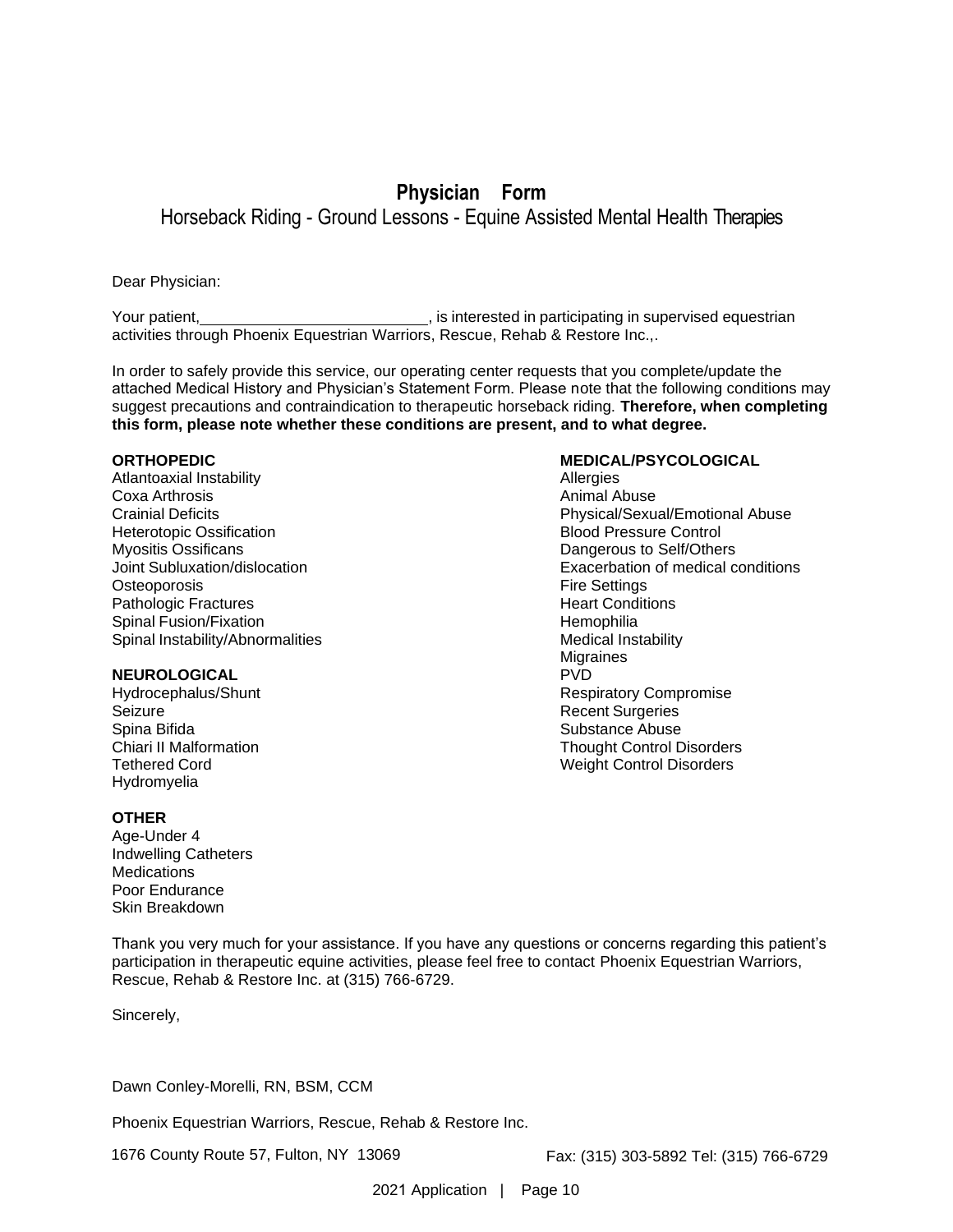# Physician Form

## Horseback Riding - Ground Lessons - Equine Assisted Mental Health Therapies

Dear Physician:

Your patient,___________________________, is interested in participating in supervised equestrian activities through Phoenix Equestrian Warriors, Rescue, Rehab & Restore Inc.,.

In order to safely provide this service, our operating center requests that you complete/update the attached Medical History and Physician's Statement Form. Please note that the following conditions may suggest precautions and contraindication to therapeutic horseback riding. **Therefore, when completing this form, please note whether these conditions are present, and to what degree.**

**ORTHOPEDIC**

Atlantoaxial Instability
Coxa Arthrosis
Crainial Deficits
Heterotopic Ossification
Myositis Ossificans
Joint Subluxation/dislocation
Osteoporosis
Pathologic Fractures
Spinal Fusion/Fixation
Spinal Instability/Abnormalities

**NEUROLOGICAL**

Hydrocephalus/Shunt
Seizure
Spina Bifida
Chiari II Malformation
Tethered Cord
Hydromyelia

**OTHER**

Age-Under 4
Indwelling Catheters
Medications
Poor Endurance
Skin Breakdown

**MEDICAL/PSYCOLOGICAL**

Allergies
Animal Abuse
Physical/Sexual/Emotional Abuse
Blood Pressure Control
Dangerous to Self/Others
Exacerbation of medical conditions
Fire Settings
Heart Conditions
Hemophilia
Medical Instability
Migraines
PVD
Respiratory Compromise
Recent Surgeries
Substance Abuse
Thought Control Disorders
Weight Control Disorders

Thank you very much for your assistance. If you have any questions or concerns regarding this patient's participation in therapeutic equine activities, please feel free to contact Phoenix Equestrian Warriors, Rescue, Rehab & Restore Inc. at (315) 766-6729.

Sincerely,

Dawn Conley-Morelli, RN, BSM, CCM

Phoenix Equestrian Warriors, Rescue, Rehab & Restore Inc.

1676 County Route 57, Fulton, NY 13069 Fax: (315) 303-5892 Tel: (315) 766-6729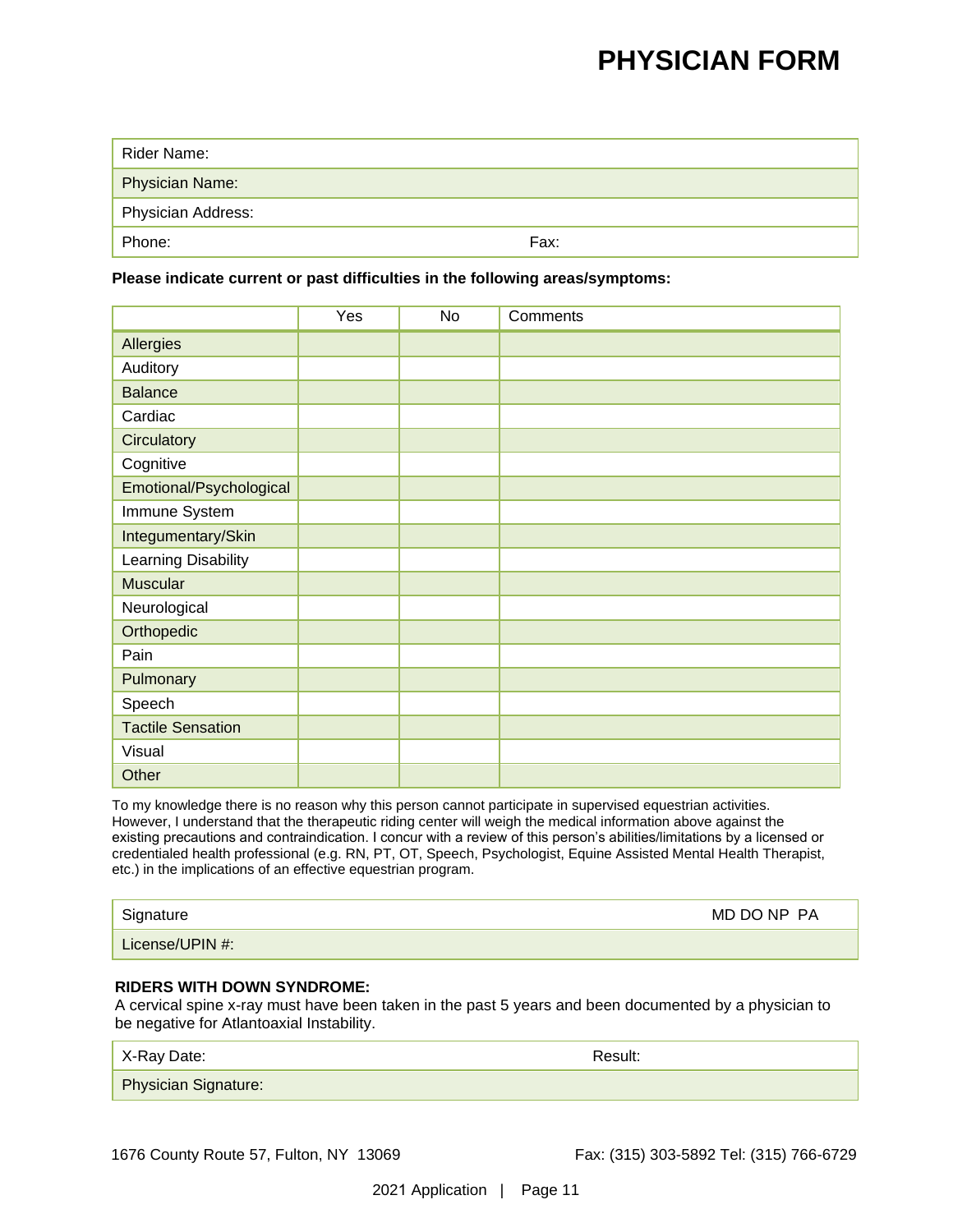# PHYSICIAN FORM

| | |
|---|---|
| Rider Name: | |
| Physician Name: | |
| Physician Address: | |
| Phone: | Fax: |

**Please indicate current or past difficulties in the following areas/symptoms:**

| | Yes | No | Comments |
|---|---|---|---|
| Allergies | | | |
| Auditory | | | |
| Balance | | | |
| Cardiac | | | |
| Circulatory | | | |
| Cognitive | | | |
| Emotional/Psychological | | | |
| Immune System | | | |
| Integumentary/Skin | | | |
| Learning Disability | | | |
| Muscular | | | |
| Neurological | | | |
| Orthopedic | | | |
| Pain | | | |
| Pulmonary | | | |
| Speech | | | |
| Tactile Sensation | | | |
| Visual | | | |
| Other | | | |

To my knowledge there is no reason why this person cannot participate in supervised equestrian activities. However, I understand that the therapeutic riding center will weigh the medical information above against the existing precautions and contraindication. I concur with a review of this person's abilities/limitations by a licensed or credentialed health professional (e.g. RN, PT, OT, Speech, Psychologist, Equine Assisted Mental Health Therapist, etc.) in the implications of an effective equestrian program.

| | |
|---|---|
| Signature | MD DO NP PA |
| License/UPIN #: | |

**RIDERS WITH DOWN SYNDROME:**

A cervical spine x-ray must have been taken in the past 5 years and been documented by a physician to be negative for Atlantoaxial Instability.

| | |
|---|---|
| X-Ray Date: | Result: |
| Physician Signature: | |

1676 County Route 57, Fulton, NY 13069 Fax: (315) 303-5892 Tel: (315) 766-6729